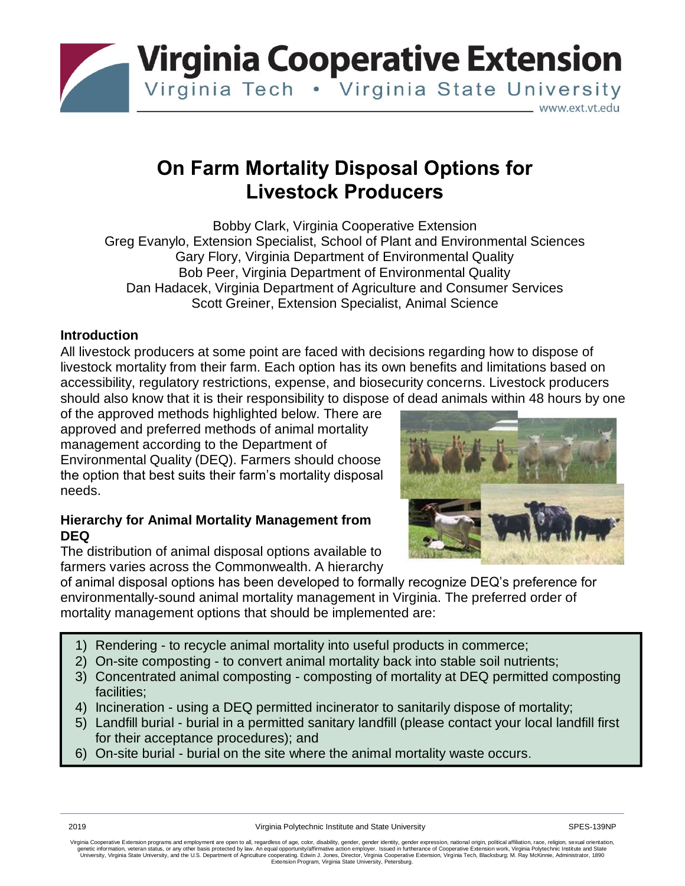# On Farm Mortality Disposal Options for Livestock Producers

Bobby Clark, Virginia Cooperative Extension
Greg Evanylo, Extension Specialist, School of Plant and Environmental Sciences
Gary Flory, Virginia Department of Environmental Quality
Bob Peer, Virginia Department of Environmental Quality
Dan Hadacek, Virginia Department of Agriculture and Consumer Services
Scott Greiner, Extension Specialist, Animal Science

## Introduction

All livestock producers at some point are faced with decisions regarding how to dispose of livestock mortality from their farm. Each option has its own benefits and limitations based on accessibility, regulatory restrictions, expense, and biosecurity concerns. Livestock producers should also know that it is their responsibility to dispose of dead animals within 48 hours by one of the approved methods highlighted below. There are approved and preferred methods of animal mortality management according to the Department of Environmental Quality (DEQ). Farmers should choose the option that best suits their farm's mortality disposal needs.

## Hierarchy for Animal Mortality Management from DEQ

The distribution of animal disposal options available to farmers varies across the Commonwealth. A hierarchy of animal disposal options has been developed to formally recognize DEQ's preference for environmentally-sound animal mortality management in Virginia. The preferred order of mortality management options that should be implemented are:

1) Rendering - to recycle animal mortality into useful products in commerce;
2) On-site composting - to convert animal mortality back into stable soil nutrients;
3) Concentrated animal composting - composting of mortality at DEQ permitted composting facilities;
4) Incineration - using a DEQ permitted incinerator to sanitarily dispose of mortality;
5) Landfill burial - burial in a permitted sanitary landfill (please contact your local landfill first for their acceptance procedures); and
6) On-site burial - burial on the site where the animal mortality waste occurs.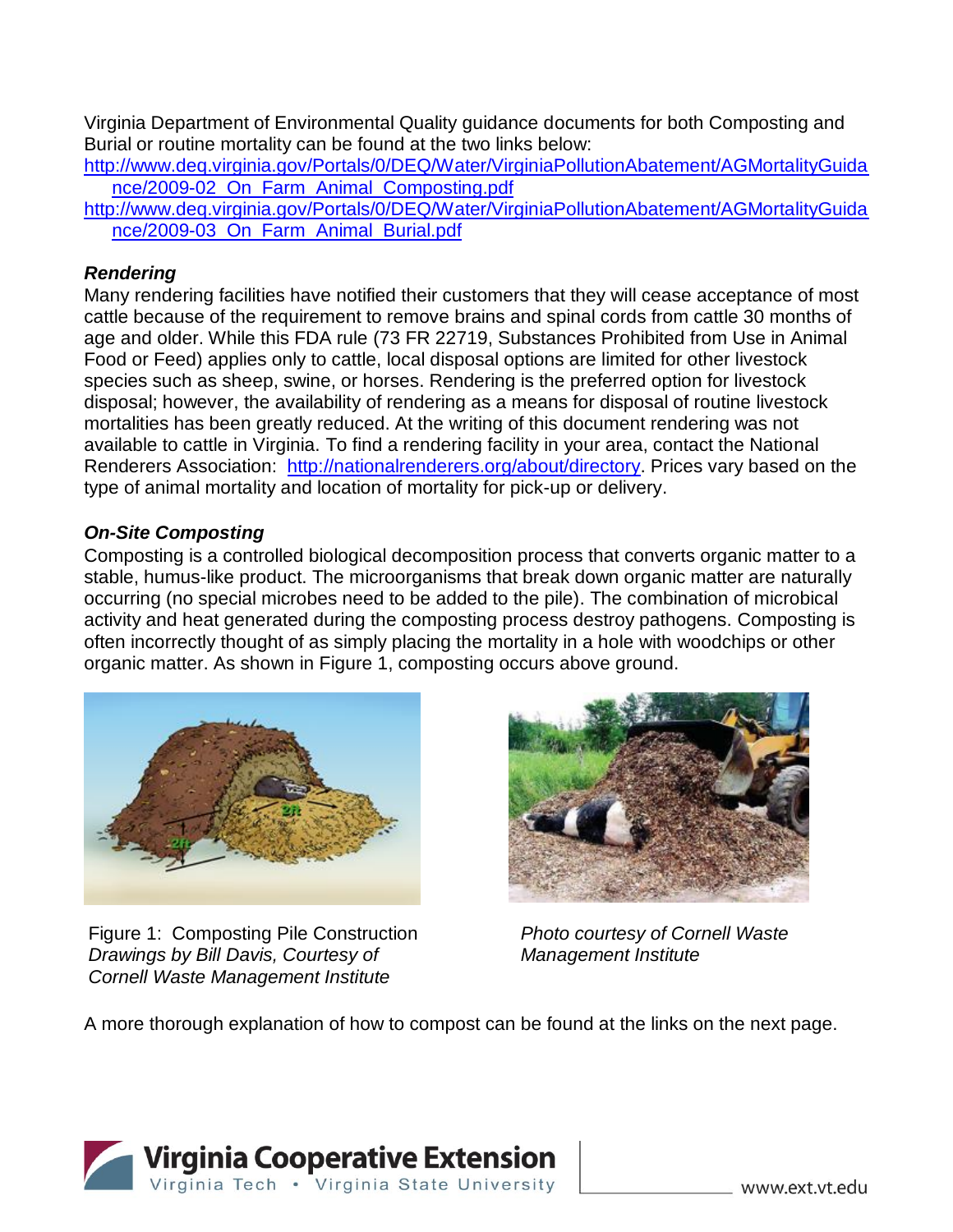Virginia Department of Environmental Quality guidance documents for both Composting and Burial or routine mortality can be found at the two links below:

http://www.deq.virginia.gov/Portals/0/DEQ/Water/VirginiaPollutionAbatement/AGMortalityGuidance/2009-02_On_Farm_Animal_Composting.pdf

http://www.deq.virginia.gov/Portals/0/DEQ/Water/VirginiaPollutionAbatement/AGMortalityGuidance/2009-03_On_Farm_Animal_Burial.pdf

### *Rendering*

Many rendering facilities have notified their customers that they will cease acceptance of most cattle because of the requirement to remove brains and spinal cords from cattle 30 months of age and older. While this FDA rule (73 FR 22719, Substances Prohibited from Use in Animal Food or Feed) applies only to cattle, local disposal options are limited for other livestock species such as sheep, swine, or horses. Rendering is the preferred option for livestock disposal; however, the availability of rendering as a means for disposal of routine livestock mortalities has been greatly reduced. At the writing of this document rendering was not available to cattle in Virginia. To find a rendering facility in your area, contact the National Renderers Association: http://nationalrenderers.org/about/directory. Prices vary based on the type of animal mortality and location of mortality for pick-up or delivery.

### *On-Site Composting*

Composting is a controlled biological decomposition process that converts organic matter to a stable, humus-like product. The microorganisms that break down organic matter are naturally occurring (no special microbes need to be added to the pile). The combination of microbical activity and heat generated during the composting process destroy pathogens. Composting is often incorrectly thought of as simply placing the mortality in a hole with woodchips or other organic matter. As shown in Figure 1, composting occurs above ground.

Figure 1: Composting Pile Construction
*Drawings by Bill Davis, Courtesy of Cornell Waste Management Institute*

*Photo courtesy of Cornell Waste Management Institute*

A more thorough explanation of how to compost can be found at the links on the next page.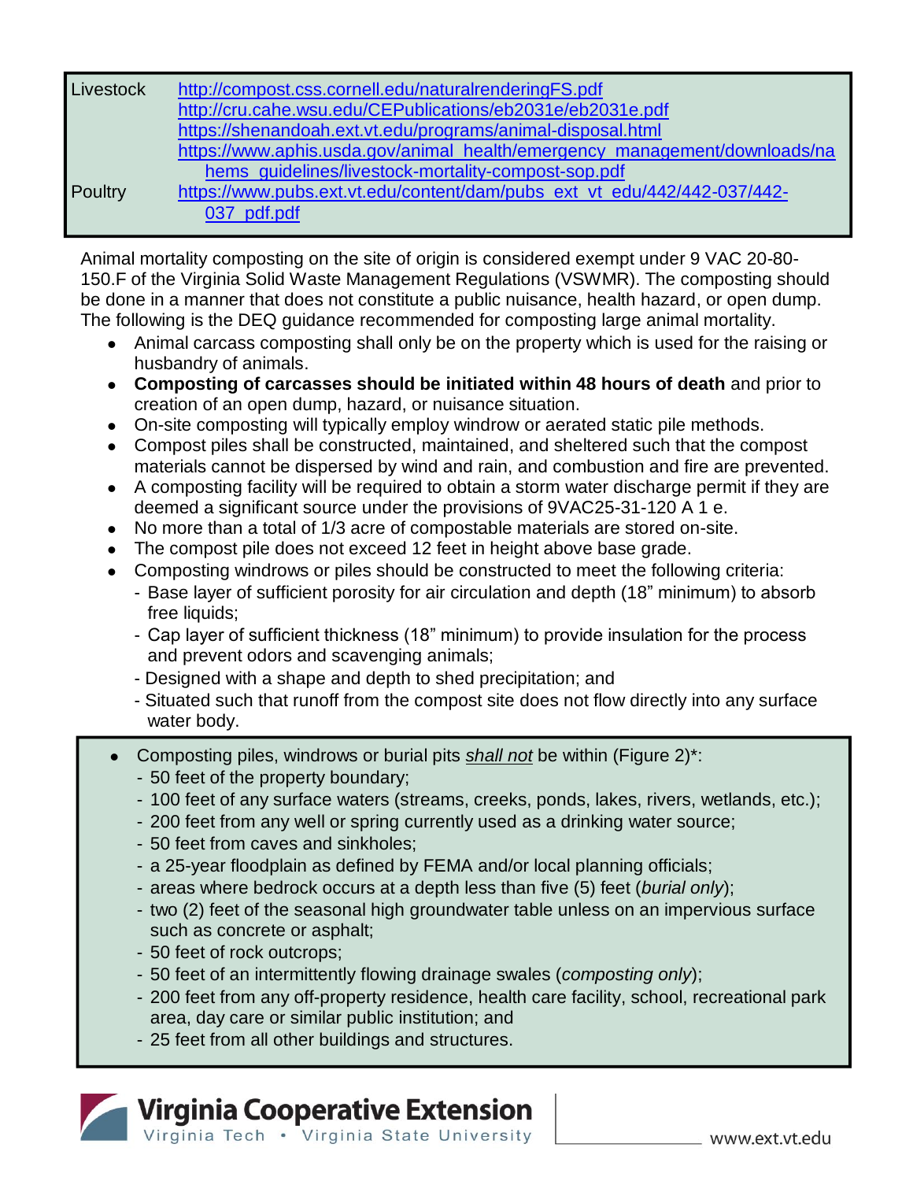| | |
|---|---|
| Livestock | http://compost.css.cornell.edu/naturalrenderingFS.pdf<br>http://cru.cahe.wsu.edu/CEPublications/eb2031e/eb2031e.pdf<br>https://shenandoah.ext.vt.edu/programs/animal-disposal.html<br>https://www.aphis.usda.gov/animal_health/emergency_management/downloads/nahems_guidelines/livestock-mortality-compost-sop.pdf |
| Poultry | https://www.pubs.ext.vt.edu/content/dam/pubs_ext_vt_edu/442/442-037/442-037_pdf.pdf |

Animal mortality composting on the site of origin is considered exempt under 9 VAC 20-80-150.F of the Virginia Solid Waste Management Regulations (VSWMR). The composting should be done in a manner that does not constitute a public nuisance, health hazard, or open dump. The following is the DEQ guidance recommended for composting large animal mortality.

- Animal carcass composting shall only be on the property which is used for the raising or husbandry of animals.
- **Composting of carcasses should be initiated within 48 hours of death** and prior to creation of an open dump, hazard, or nuisance situation.
- On-site composting will typically employ windrow or aerated static pile methods.
- Compost piles shall be constructed, maintained, and sheltered such that the compost materials cannot be dispersed by wind and rain, and combustion and fire are prevented.
- A composting facility will be required to obtain a storm water discharge permit if they are deemed a significant source under the provisions of 9VAC25-31-120 A 1 e.
- No more than a total of 1/3 acre of compostable materials are stored on-site.
- The compost pile does not exceed 12 feet in height above base grade.
- Composting windrows or piles should be constructed to meet the following criteria:
  - Base layer of sufficient porosity for air circulation and depth (18" minimum) to absorb free liquids;
  - Cap layer of sufficient thickness (18" minimum) to provide insulation for the process and prevent odors and scavenging animals;
  - Designed with a shape and depth to shed precipitation; and
  - Situated such that runoff from the compost site does not flow directly into any surface water body.

- Composting piles, windrows or burial pits ***shall not*** be within (Figure 2)*:
  - 50 feet of the property boundary;
  - 100 feet of any surface waters (streams, creeks, ponds, lakes, rivers, wetlands, etc.);
  - 200 feet from any well or spring currently used as a drinking water source;
  - 50 feet from caves and sinkholes;
  - a 25-year floodplain as defined by FEMA and/or local planning officials;
  - areas where bedrock occurs at a depth less than five (5) feet (*burial only*);
  - two (2) feet of the seasonal high groundwater table unless on an impervious surface such as concrete or asphalt;
  - 50 feet of rock outcrops;
  - 50 feet of an intermittently flowing drainage swales (*composting only*);
  - 200 feet from any off-property residence, health care facility, school, recreational park area, day care or similar public institution; and
  - 25 feet from all other buildings and structures.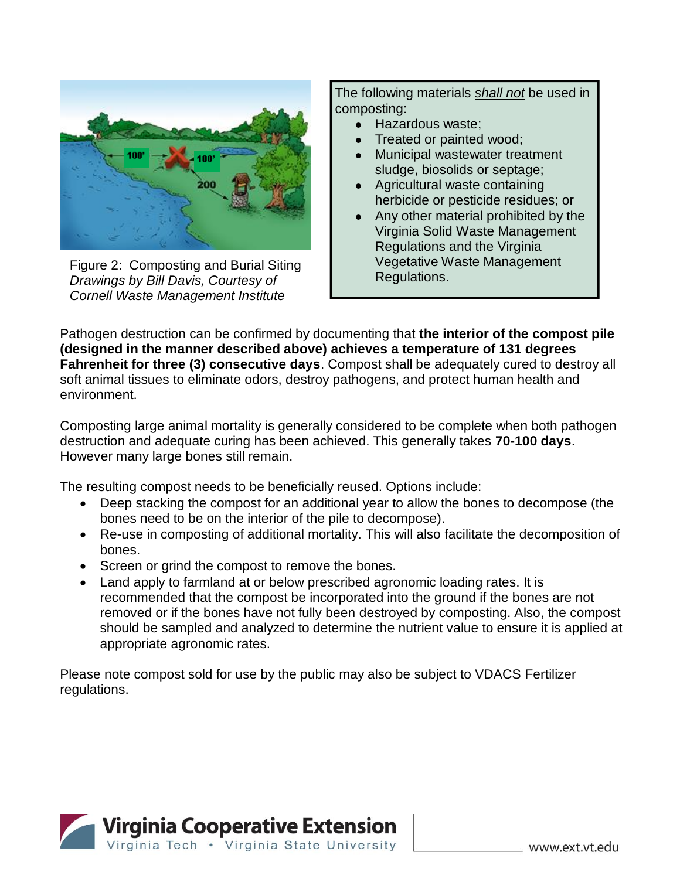Figure 2: Composting and Burial Siting
*Drawings by Bill Davis, Courtesy of Cornell Waste Management Institute*

The following materials *shall not* be used in composting:

- Hazardous waste;
- Treated or painted wood;
- Municipal wastewater treatment sludge, biosolids or septage;
- Agricultural waste containing herbicide or pesticide residues; or
- Any other material prohibited by the Virginia Solid Waste Management Regulations and the Virginia Vegetative Waste Management Regulations.

Pathogen destruction can be confirmed by documenting that **the interior of the compost pile (designed in the manner described above) achieves a temperature of 131 degrees Fahrenheit for three (3) consecutive days**. Compost shall be adequately cured to destroy all soft animal tissues to eliminate odors, destroy pathogens, and protect human health and environment.

Composting large animal mortality is generally considered to be complete when both pathogen destruction and adequate curing has been achieved. This generally takes **70-100 days**. However many large bones still remain.

The resulting compost needs to be beneficially reused. Options include:

- Deep stacking the compost for an additional year to allow the bones to decompose (the bones need to be on the interior of the pile to decompose).
- Re-use in composting of additional mortality. This will also facilitate the decomposition of bones.
- Screen or grind the compost to remove the bones.
- Land apply to farmland at or below prescribed agronomic loading rates. It is recommended that the compost be incorporated into the ground if the bones are not removed or if the bones have not fully been destroyed by composting. Also, the compost should be sampled and analyzed to determine the nutrient value to ensure it is applied at appropriate agronomic rates.

Please note compost sold for use by the public may also be subject to VDACS Fertilizer regulations.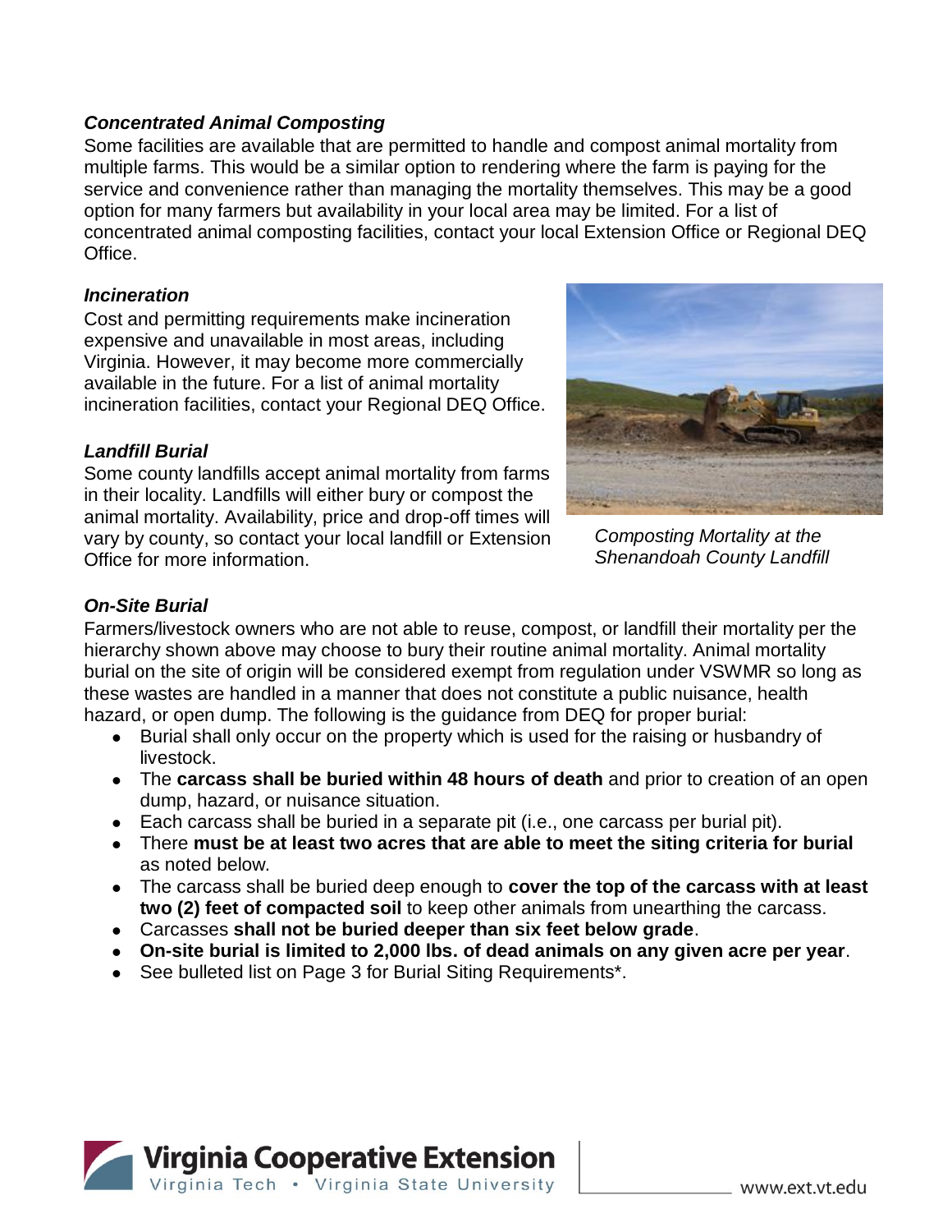### *Concentrated Animal Composting*

Some facilities are available that are permitted to handle and compost animal mortality from multiple farms. This would be a similar option to rendering where the farm is paying for the service and convenience rather than managing the mortality themselves. This may be a good option for many farmers but availability in your local area may be limited. For a list of concentrated animal composting facilities, contact your local Extension Office or Regional DEQ Office.

### *Incineration*

Cost and permitting requirements make incineration expensive and unavailable in most areas, including Virginia. However, it may become more commercially available in the future. For a list of animal mortality incineration facilities, contact your Regional DEQ Office.

### *Landfill Burial*

Some county landfills accept animal mortality from farms in their locality. Landfills will either bury or compost the animal mortality. Availability, price and drop-off times will vary by county, so contact your local landfill or Extension Office for more information.

*Composting Mortality at the Shenandoah County Landfill*

### *On-Site Burial*

Farmers/livestock owners who are not able to reuse, compost, or landfill their mortality per the hierarchy shown above may choose to bury their routine animal mortality. Animal mortality burial on the site of origin will be considered exempt from regulation under VSWMR so long as these wastes are handled in a manner that does not constitute a public nuisance, health hazard, or open dump. The following is the guidance from DEQ for proper burial:

- Burial shall only occur on the property which is used for the raising or husbandry of livestock.
- The **carcass shall be buried within 48 hours of death** and prior to creation of an open dump, hazard, or nuisance situation.
- Each carcass shall be buried in a separate pit (i.e., one carcass per burial pit).
- There **must be at least two acres that are able to meet the siting criteria for burial** as noted below.
- The carcass shall be buried deep enough to **cover the top of the carcass with at least two (2) feet of compacted soil** to keep other animals from unearthing the carcass.
- Carcasses **shall not be buried deeper than six feet below grade**.
- **On-site burial is limited to 2,000 lbs. of dead animals on any given acre per year**.
- See bulleted list on Page 3 for Burial Siting Requirements*.